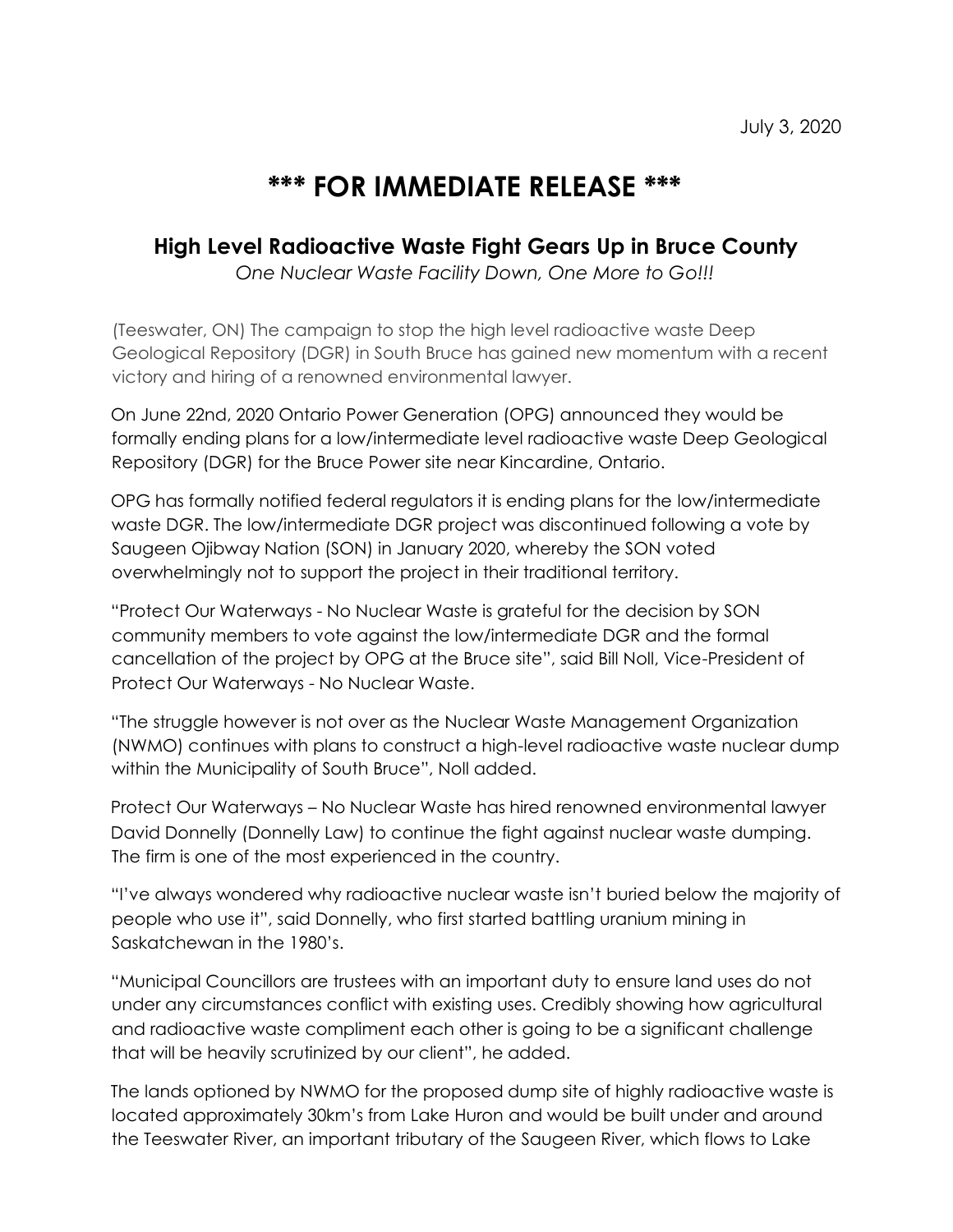July 3, 2020

# *** FOR IMMEDIATE RELEASE ***

## High Level Radioactive Waste Fight Gears Up in Bruce County

*One Nuclear Waste Facility Down, One More to Go!!!*

(Teeswater, ON) The campaign to stop the high level radioactive waste Deep Geological Repository (DGR) in South Bruce has gained new momentum with a recent victory and hiring of a renowned environmental lawyer.

On June 22nd, 2020 Ontario Power Generation (OPG) announced they would be formally ending plans for a low/intermediate level radioactive waste Deep Geological Repository (DGR) for the Bruce Power site near Kincardine, Ontario.

OPG has formally notified federal regulators it is ending plans for the low/intermediate waste DGR. The low/intermediate DGR project was discontinued following a vote by Saugeen Ojibway Nation (SON) in January 2020, whereby the SON voted overwhelmingly not to support the project in their traditional territory.

"Protect Our Waterways - No Nuclear Waste is grateful for the decision by SON community members to vote against the low/intermediate DGR and the formal cancellation of the project by OPG at the Bruce site", said Bill Noll, Vice-President of Protect Our Waterways - No Nuclear Waste.

"The struggle however is not over as the Nuclear Waste Management Organization (NWMO) continues with plans to construct a high-level radioactive waste nuclear dump within the Municipality of South Bruce", Noll added.

Protect Our Waterways – No Nuclear Waste has hired renowned environmental lawyer David Donnelly (Donnelly Law) to continue the fight against nuclear waste dumping. The firm is one of the most experienced in the country.

"I've always wondered why radioactive nuclear waste isn't buried below the majority of people who use it", said Donnelly, who first started battling uranium mining in Saskatchewan in the 1980's.

"Municipal Councillors are trustees with an important duty to ensure land uses do not under any circumstances conflict with existing uses. Credibly showing how agricultural and radioactive waste compliment each other is going to be a significant challenge that will be heavily scrutinized by our client", he added.

The lands optioned by NWMO for the proposed dump site of highly radioactive waste is located approximately 30km's from Lake Huron and would be built under and around the Teeswater River, an important tributary of the Saugeen River, which flows to Lake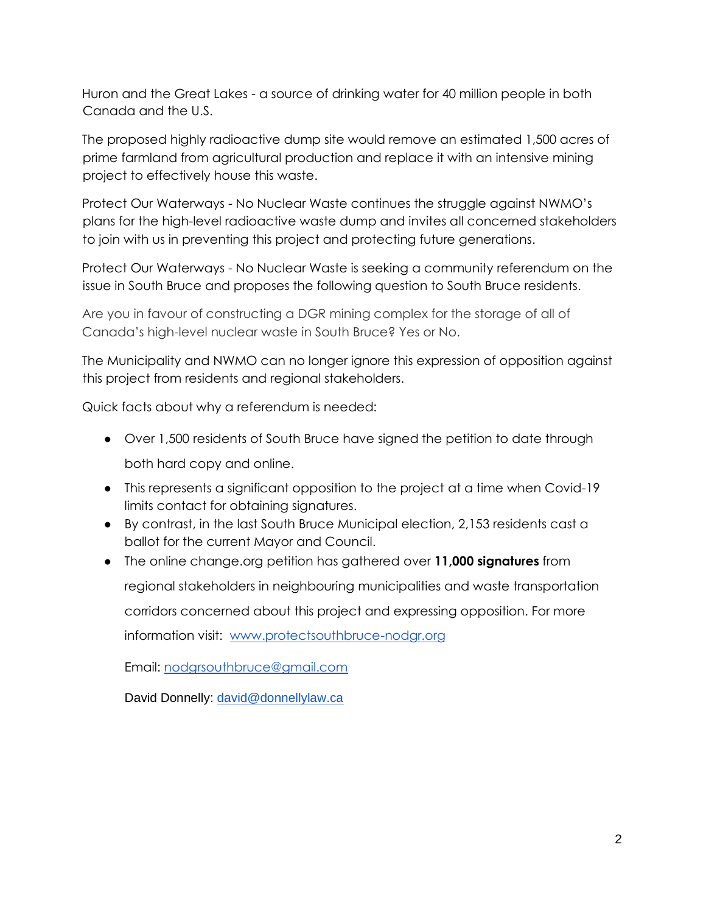Huron and the Great Lakes - a source of drinking water for 40 million people in both Canada and the U.S.

The proposed highly radioactive dump site would remove an estimated 1,500 acres of prime farmland from agricultural production and replace it with an intensive mining project to effectively house this waste.

Protect Our Waterways - No Nuclear Waste continues the struggle against NWMO's plans for the high-level radioactive waste dump and invites all concerned stakeholders to join with us in preventing this project and protecting future generations.

Protect Our Waterways - No Nuclear Waste is seeking a community referendum on the issue in South Bruce and proposes the following question to South Bruce residents.

Are you in favour of constructing a DGR mining complex for the storage of all of Canada's high-level nuclear waste in South Bruce? Yes or No.

The Municipality and NWMO can no longer ignore this expression of opposition against this project from residents and regional stakeholders.

Quick facts about why a referendum is needed:

- Over 1,500 residents of South Bruce have signed the petition to date through both hard copy and online.
- This represents a significant opposition to the project at a time when Covid-19 limits contact for obtaining signatures.
- By contrast, in the last South Bruce Municipal election, 2,153 residents cast a ballot for the current Mayor and Council.
- The online change.org petition has gathered over **11,000 signatures** from regional stakeholders in neighbouring municipalities and waste transportation corridors concerned about this project and expressing opposition. For more information visit: [www.protectsouthbruce-nodgr.org](http://www.protectsouthbruce-nodgr.org)

  Email: [nodgrsouthbruce@gmail.com](mailto:nodgrsouthbruce@gmail.com)

  David Donnelly: [david@donnellylaw.ca](mailto:david@donnellylaw.ca)